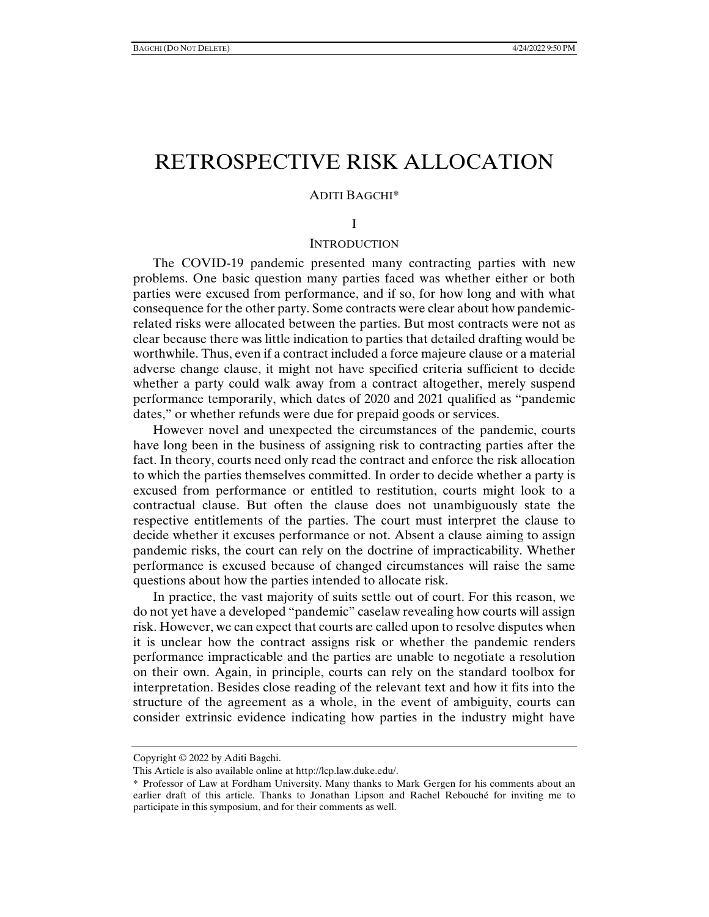# RETROSPECTIVE RISK ALLOCATION

ADITI BAGCHI*

## I

## INTRODUCTION

The COVID-19 pandemic presented many contracting parties with new problems. One basic question many parties faced was whether either or both parties were excused from performance, and if so, for how long and with what consequence for the other party. Some contracts were clear about how pandemic-related risks were allocated between the parties. But most contracts were not as clear because there was little indication to parties that detailed drafting would be worthwhile. Thus, even if a contract included a force majeure clause or a material adverse change clause, it might not have specified criteria sufficient to decide whether a party could walk away from a contract altogether, merely suspend performance temporarily, which dates of 2020 and 2021 qualified as "pandemic dates," or whether refunds were due for prepaid goods or services.

However novel and unexpected the circumstances of the pandemic, courts have long been in the business of assigning risk to contracting parties after the fact. In theory, courts need only read the contract and enforce the risk allocation to which the parties themselves committed. In order to decide whether a party is excused from performance or entitled to restitution, courts might look to a contractual clause. But often the clause does not unambiguously state the respective entitlements of the parties. The court must interpret the clause to decide whether it excuses performance or not. Absent a clause aiming to assign pandemic risks, the court can rely on the doctrine of impracticability. Whether performance is excused because of changed circumstances will raise the same questions about how the parties intended to allocate risk.

In practice, the vast majority of suits settle out of court. For this reason, we do not yet have a developed "pandemic" caselaw revealing how courts will assign risk. However, we can expect that courts are called upon to resolve disputes when it is unclear how the contract assigns risk or whether the pandemic renders performance impracticable and the parties are unable to negotiate a resolution on their own. Again, in principle, courts can rely on the standard toolbox for interpretation. Besides close reading of the relevant text and how it fits into the structure of the agreement as a whole, in the event of ambiguity, courts can consider extrinsic evidence indicating how parties in the industry might have

---

Copyright © 2022 by Aditi Bagchi.

This Article is also available online at http://lcp.law.duke.edu/.

\* Professor of Law at Fordham University. Many thanks to Mark Gergen for his comments about an earlier draft of this article. Thanks to Jonathan Lipson and Rachel Rebouché for inviting me to participate in this symposium, and for their comments as well.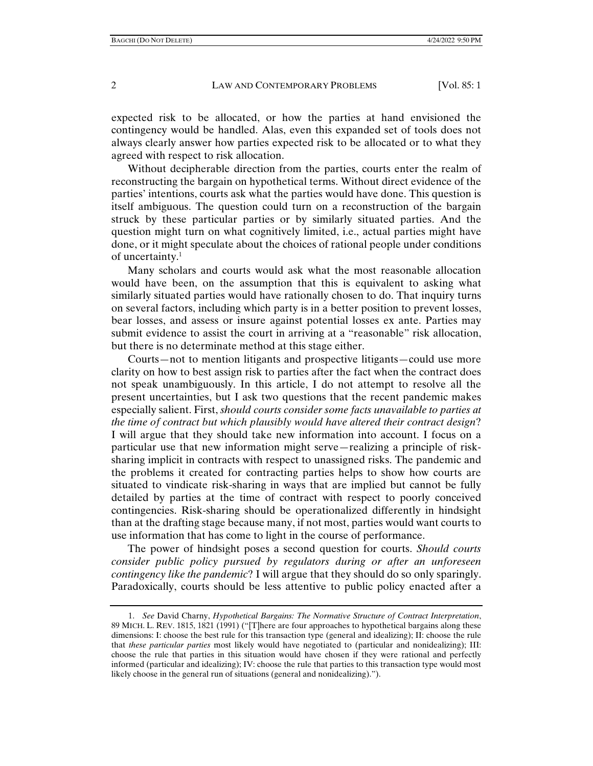expected risk to be allocated, or how the parties at hand envisioned the contingency would be handled. Alas, even this expanded set of tools does not always clearly answer how parties expected risk to be allocated or to what they agreed with respect to risk allocation.

Without decipherable direction from the parties, courts enter the realm of reconstructing the bargain on hypothetical terms. Without direct evidence of the parties' intentions, courts ask what the parties would have done. This question is itself ambiguous. The question could turn on a reconstruction of the bargain struck by these particular parties or by similarly situated parties. And the question might turn on what cognitively limited, i.e., actual parties might have done, or it might speculate about the choices of rational people under conditions of uncertainty.[1]

Many scholars and courts would ask what the most reasonable allocation would have been, on the assumption that this is equivalent to asking what similarly situated parties would have rationally chosen to do. That inquiry turns on several factors, including which party is in a better position to prevent losses, bear losses, and assess or insure against potential losses ex ante. Parties may submit evidence to assist the court in arriving at a "reasonable" risk allocation, but there is no determinate method at this stage either.

Courts—not to mention litigants and prospective litigants—could use more clarity on how to best assign risk to parties after the fact when the contract does not speak unambiguously. In this article, I do not attempt to resolve all the present uncertainties, but I ask two questions that the recent pandemic makes especially salient. First, *should courts consider some facts unavailable to parties at the time of contract but which plausibly would have altered their contract design*? I will argue that they should take new information into account. I focus on a particular use that new information might serve—realizing a principle of risk-sharing implicit in contracts with respect to unassigned risks. The pandemic and the problems it created for contracting parties helps to show how courts are situated to vindicate risk-sharing in ways that are implied but cannot be fully detailed by parties at the time of contract with respect to poorly conceived contingencies. Risk-sharing should be operationalized differently in hindsight than at the drafting stage because many, if not most, parties would want courts to use information that has come to light in the course of performance.

The power of hindsight poses a second question for courts. *Should courts consider public policy pursued by regulators during or after an unforeseen contingency like the pandemic*? I will argue that they should do so only sparingly. Paradoxically, courts should be less attentive to public policy enacted after a

1. *See* David Charny, *Hypothetical Bargains: The Normative Structure of Contract Interpretation*, 89 MICH. L. REV. 1815, 1821 (1991) ("[T]here are four approaches to hypothetical bargains along these dimensions: I: choose the best rule for this transaction type (general and idealizing); II: choose the rule that *these particular parties* most likely would have negotiated to (particular and nonidealizing); III: choose the rule that parties in this situation would have chosen if they were rational and perfectly informed (particular and idealizing); IV: choose the rule that parties to this transaction type would most likely choose in the general run of situations (general and nonidealizing).").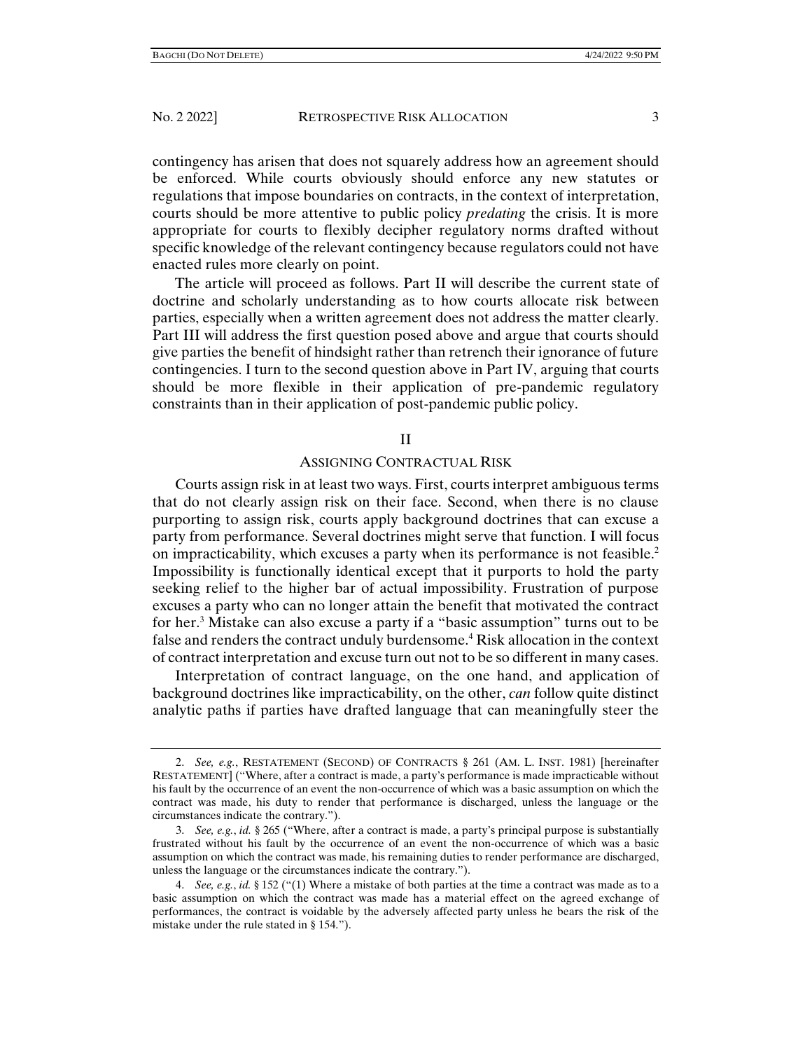contingency has arisen that does not squarely address how an agreement should be enforced. While courts obviously should enforce any new statutes or regulations that impose boundaries on contracts, in the context of interpretation, courts should be more attentive to public policy *predating* the crisis. It is more appropriate for courts to flexibly decipher regulatory norms drafted without specific knowledge of the relevant contingency because regulators could not have enacted rules more clearly on point.

The article will proceed as follows. Part II will describe the current state of doctrine and scholarly understanding as to how courts allocate risk between parties, especially when a written agreement does not address the matter clearly. Part III will address the first question posed above and argue that courts should give parties the benefit of hindsight rather than retrench their ignorance of future contingencies. I turn to the second question above in Part IV, arguing that courts should be more flexible in their application of pre-pandemic regulatory constraints than in their application of post-pandemic public policy.

## II

## ASSIGNING CONTRACTUAL RISK

Courts assign risk in at least two ways. First, courts interpret ambiguous terms that do not clearly assign risk on their face. Second, when there is no clause purporting to assign risk, courts apply background doctrines that can excuse a party from performance. Several doctrines might serve that function. I will focus on impracticability, which excuses a party when its performance is not feasible.[2] Impossibility is functionally identical except that it purports to hold the party seeking relief to the higher bar of actual impossibility. Frustration of purpose excuses a party who can no longer attain the benefit that motivated the contract for her.[3] Mistake can also excuse a party if a "basic assumption" turns out to be false and renders the contract unduly burdensome.[4] Risk allocation in the context of contract interpretation and excuse turn out not to be so different in many cases.

Interpretation of contract language, on the one hand, and application of background doctrines like impracticability, on the other, *can* follow quite distinct analytic paths if parties have drafted language that can meaningfully steer the

---

2. *See, e.g.*, RESTATEMENT (SECOND) OF CONTRACTS § 261 (AM. L. INST. 1981) [hereinafter RESTATEMENT] ("Where, after a contract is made, a party's performance is made impracticable without his fault by the occurrence of an event the non-occurrence of which was a basic assumption on which the contract was made, his duty to render that performance is discharged, unless the language or the circumstances indicate the contrary.").

3. *See, e.g.*, *id.* § 265 ("Where, after a contract is made, a party's principal purpose is substantially frustrated without his fault by the occurrence of an event the non-occurrence of which was a basic assumption on which the contract was made, his remaining duties to render performance are discharged, unless the language or the circumstances indicate the contrary.").

4. *See, e.g.*, *id.* § 152 ("(1) Where a mistake of both parties at the time a contract was made as to a basic assumption on which the contract was made has a material effect on the agreed exchange of performances, the contract is voidable by the adversely affected party unless he bears the risk of the mistake under the rule stated in § 154.").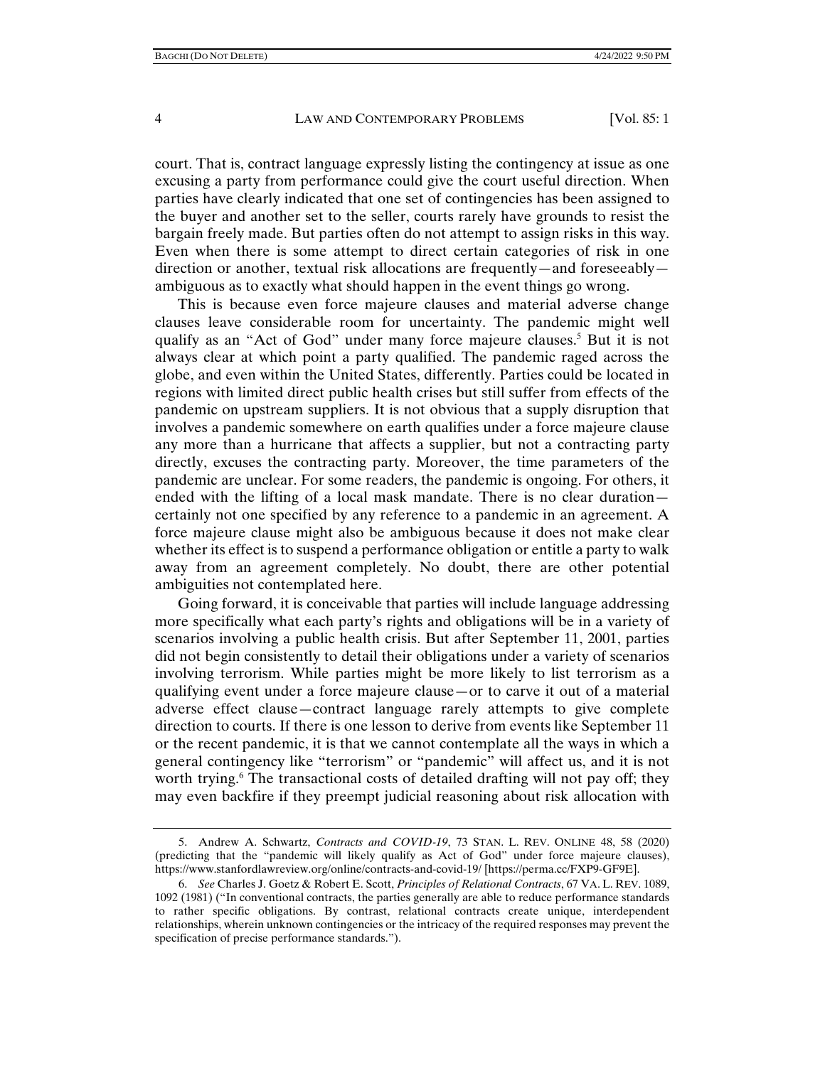court. That is, contract language expressly listing the contingency at issue as one excusing a party from performance could give the court useful direction. When parties have clearly indicated that one set of contingencies has been assigned to the buyer and another set to the seller, courts rarely have grounds to resist the bargain freely made. But parties often do not attempt to assign risks in this way. Even when there is some attempt to direct certain categories of risk in one direction or another, textual risk allocations are frequently—and foreseeably—ambiguous as to exactly what should happen in the event things go wrong.

This is because even force majeure clauses and material adverse change clauses leave considerable room for uncertainty. The pandemic might well qualify as an "Act of God" under many force majeure clauses.[5] But it is not always clear at which point a party qualified. The pandemic raged across the globe, and even within the United States, differently. Parties could be located in regions with limited direct public health crises but still suffer from effects of the pandemic on upstream suppliers. It is not obvious that a supply disruption that involves a pandemic somewhere on earth qualifies under a force majeure clause any more than a hurricane that affects a supplier, but not a contracting party directly, excuses the contracting party. Moreover, the time parameters of the pandemic are unclear. For some readers, the pandemic is ongoing. For others, it ended with the lifting of a local mask mandate. There is no clear duration—certainly not one specified by any reference to a pandemic in an agreement. A force majeure clause might also be ambiguous because it does not make clear whether its effect is to suspend a performance obligation or entitle a party to walk away from an agreement completely. No doubt, there are other potential ambiguities not contemplated here.

Going forward, it is conceivable that parties will include language addressing more specifically what each party's rights and obligations will be in a variety of scenarios involving a public health crisis. But after September 11, 2001, parties did not begin consistently to detail their obligations under a variety of scenarios involving terrorism. While parties might be more likely to list terrorism as a qualifying event under a force majeure clause—or to carve it out of a material adverse effect clause—contract language rarely attempts to give complete direction to courts. If there is one lesson to derive from events like September 11 or the recent pandemic, it is that we cannot contemplate all the ways in which a general contingency like "terrorism" or "pandemic" will affect us, and it is not worth trying.[6] The transactional costs of detailed drafting will not pay off; they may even backfire if they preempt judicial reasoning about risk allocation with

---

5. Andrew A. Schwartz, *Contracts and COVID-19*, 73 STAN. L. REV. ONLINE 48, 58 (2020) (predicting that the "pandemic will likely qualify as Act of God" under force majeure clauses), https://www.stanfordlawreview.org/online/contracts-and-covid-19/ [https://perma.cc/FXP9-GF9E].

6. *See* Charles J. Goetz & Robert E. Scott, *Principles of Relational Contracts*, 67 VA. L. REV. 1089, 1092 (1981) ("In conventional contracts, the parties generally are able to reduce performance standards to rather specific obligations. By contrast, relational contracts create unique, interdependent relationships, wherein unknown contingencies or the intricacy of the required responses may prevent the specification of precise performance standards.").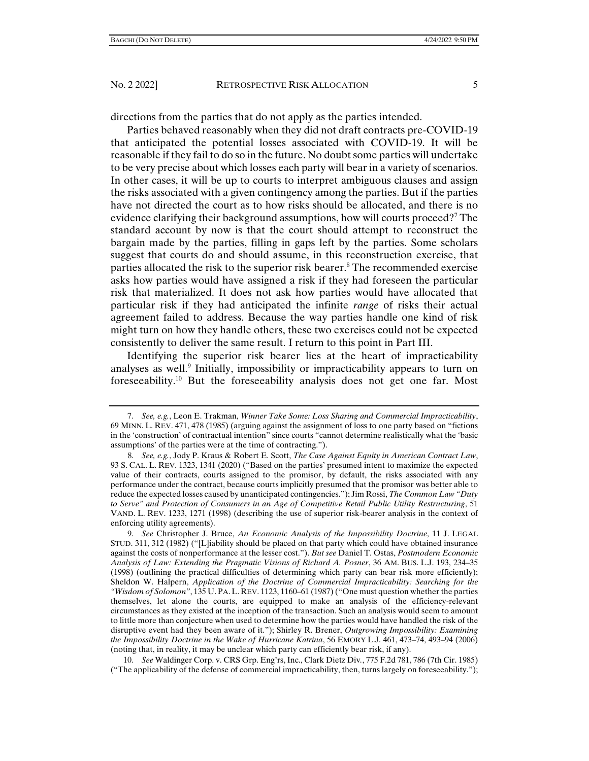directions from the parties that do not apply as the parties intended.

Parties behaved reasonably when they did not draft contracts pre-COVID-19 that anticipated the potential losses associated with COVID-19. It will be reasonable if they fail to do so in the future. No doubt some parties will undertake to be very precise about which losses each party will bear in a variety of scenarios. In other cases, it will be up to courts to interpret ambiguous clauses and assign the risks associated with a given contingency among the parties. But if the parties have not directed the court as to how risks should be allocated, and there is no evidence clarifying their background assumptions, how will courts proceed?[7] The standard account by now is that the court should attempt to reconstruct the bargain made by the parties, filling in gaps left by the parties. Some scholars suggest that courts do and should assume, in this reconstruction exercise, that parties allocated the risk to the superior risk bearer.[8] The recommended exercise asks how parties would have assigned a risk if they had foreseen the particular risk that materialized. It does not ask how parties would have allocated that particular risk if they had anticipated the infinite *range* of risks their actual agreement failed to address. Because the way parties handle one kind of risk might turn on how they handle others, these two exercises could not be expected consistently to deliver the same result. I return to this point in Part III.

Identifying the superior risk bearer lies at the heart of impracticability analyses as well.[9] Initially, impossibility or impracticability appears to turn on foreseeability.[10] But the foreseeability analysis does not get one far. Most

---

7. *See, e.g.*, Leon E. Trakman, *Winner Take Some: Loss Sharing and Commercial Impracticability*, 69 MINN. L. REV. 471, 478 (1985) (arguing against the assignment of loss to one party based on "fictions in the 'construction' of contractual intention" since courts "cannot determine realistically what the 'basic assumptions' of the parties were at the time of contracting.").

8. *See, e.g.*, Jody P. Kraus & Robert E. Scott, *The Case Against Equity in American Contract Law*, 93 S. CAL. L. REV. 1323, 1341 (2020) ("Based on the parties' presumed intent to maximize the expected value of their contracts, courts assigned to the promisor, by default, the risks associated with any performance under the contract, because courts implicitly presumed that the promisor was better able to reduce the expected losses caused by unanticipated contingencies."); Jim Rossi, *The Common Law "Duty to Serve" and Protection of Consumers in an Age of Competitive Retail Public Utility Restructuring*, 51 VAND. L. REV. 1233, 1271 (1998) (describing the use of superior risk-bearer analysis in the context of enforcing utility agreements).

9. *See* Christopher J. Bruce, *An Economic Analysis of the Impossibility Doctrine*, 11 J. LEGAL STUD. 311, 312 (1982) ("[L]iability should be placed on that party which could have obtained insurance against the costs of nonperformance at the lesser cost."). *But see* Daniel T. Ostas, *Postmodern Economic Analysis of Law: Extending the Pragmatic Visions of Richard A. Posner*, 36 AM. BUS. L.J. 193, 234–35 (1998) (outlining the practical difficulties of determining which party can bear risk more efficiently); Sheldon W. Halpern, *Application of the Doctrine of Commercial Impracticability: Searching for the "Wisdom of Solomon"*, 135 U. PA. L. REV. 1123, 1160–61 (1987) ("One must question whether the parties themselves, let alone the courts, are equipped to make an analysis of the efficiency-relevant circumstances as they existed at the inception of the transaction. Such an analysis would seem to amount to little more than conjecture when used to determine how the parties would have handled the risk of the disruptive event had they been aware of it."); Shirley R. Brener, *Outgrowing Impossibility: Examining the Impossibility Doctrine in the Wake of Hurricane Katrina*, 56 EMORY L.J. 461, 473–74, 493–94 (2006) (noting that, in reality, it may be unclear which party can efficiently bear risk, if any).

10. *See* Waldinger Corp. v. CRS Grp. Eng'rs, Inc., Clark Dietz Div., 775 F.2d 781, 786 (7th Cir. 1985) ("The applicability of the defense of commercial impracticability, then, turns largely on foreseeability.");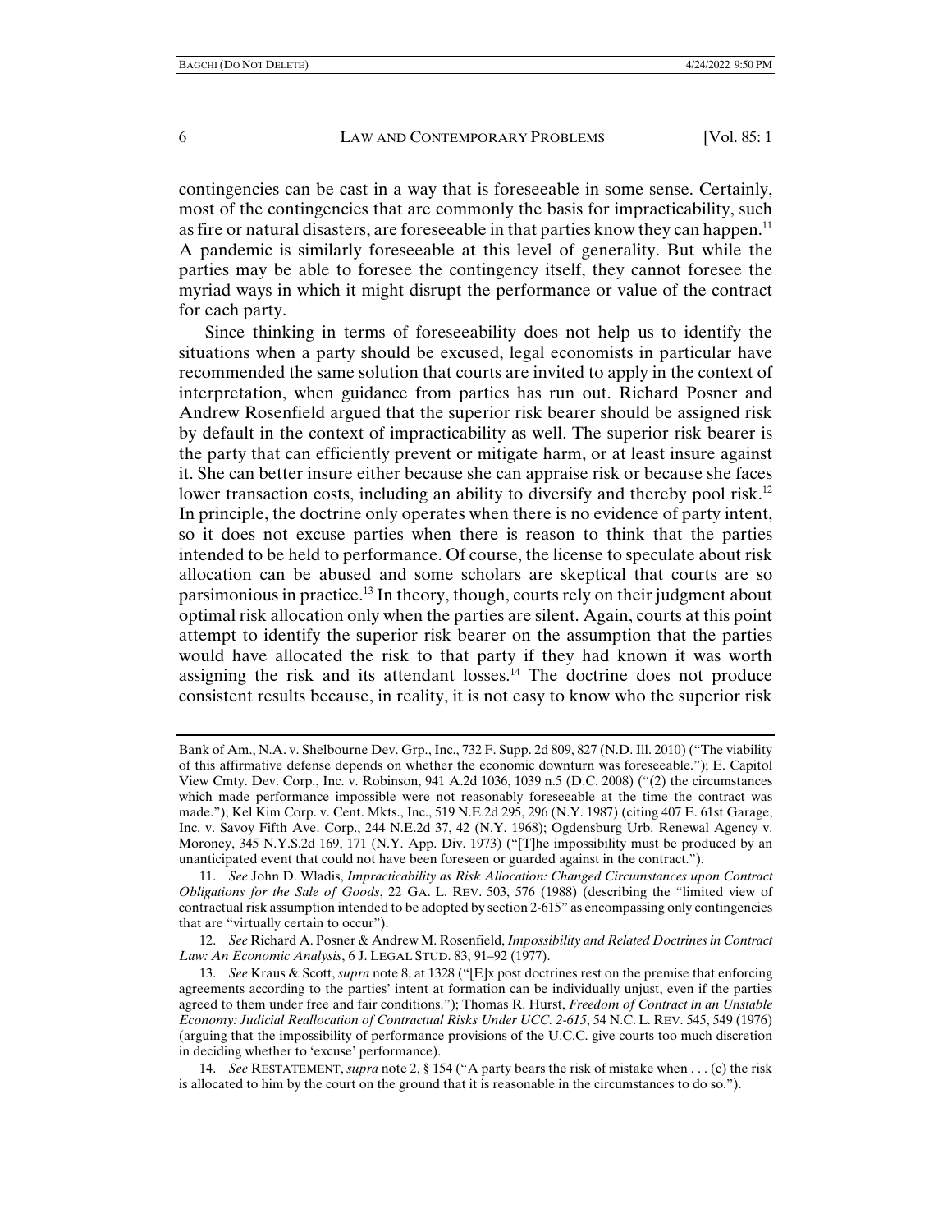contingencies can be cast in a way that is foreseeable in some sense. Certainly, most of the contingencies that are commonly the basis for impracticability, such as fire or natural disasters, are foreseeable in that parties know they can happen.[11] A pandemic is similarly foreseeable at this level of generality. But while the parties may be able to foresee the contingency itself, they cannot foresee the myriad ways in which it might disrupt the performance or value of the contract for each party.

Since thinking in terms of foreseeability does not help us to identify the situations when a party should be excused, legal economists in particular have recommended the same solution that courts are invited to apply in the context of interpretation, when guidance from parties has run out. Richard Posner and Andrew Rosenfield argued that the superior risk bearer should be assigned risk by default in the context of impracticability as well. The superior risk bearer is the party that can efficiently prevent or mitigate harm, or at least insure against it. She can better insure either because she can appraise risk or because she faces lower transaction costs, including an ability to diversify and thereby pool risk.[12] In principle, the doctrine only operates when there is no evidence of party intent, so it does not excuse parties when there is reason to think that the parties intended to be held to performance. Of course, the license to speculate about risk allocation can be abused and some scholars are skeptical that courts are so parsimonious in practice.[13] In theory, though, courts rely on their judgment about optimal risk allocation only when the parties are silent. Again, courts at this point attempt to identify the superior risk bearer on the assumption that the parties would have allocated the risk to that party if they had known it was worth assigning the risk and its attendant losses.[14] The doctrine does not produce consistent results because, in reality, it is not easy to know who the superior risk

---

Bank of Am., N.A. v. Shelbourne Dev. Grp., Inc., 732 F. Supp. 2d 809, 827 (N.D. Ill. 2010) ("The viability of this affirmative defense depends on whether the economic downturn was foreseeable."); E. Capitol View Cmty. Dev. Corp., Inc. v. Robinson, 941 A.2d 1036, 1039 n.5 (D.C. 2008) ("(2) the circumstances which made performance impossible were not reasonably foreseeable at the time the contract was made."); Kel Kim Corp. v. Cent. Mkts., Inc., 519 N.E.2d 295, 296 (N.Y. 1987) (citing 407 E. 61st Garage, Inc. v. Savoy Fifth Ave. Corp., 244 N.E.2d 37, 42 (N.Y. 1968); Ogdensburg Urb. Renewal Agency v. Moroney, 345 N.Y.S.2d 169, 171 (N.Y. App. Div. 1973) ("[T]he impossibility must be produced by an unanticipated event that could not have been foreseen or guarded against in the contract.").

11. *See* John D. Wladis, *Impracticability as Risk Allocation: Changed Circumstances upon Contract Obligations for the Sale of Goods*, 22 GA. L. REV. 503, 576 (1988) (describing the "limited view of contractual risk assumption intended to be adopted by section 2-615" as encompassing only contingencies that are "virtually certain to occur").

12. *See* Richard A. Posner & Andrew M. Rosenfield, *Impossibility and Related Doctrines in Contract Law: An Economic Analysis*, 6 J. LEGAL STUD. 83, 91–92 (1977).

13. *See* Kraus & Scott, *supra* note 8, at 1328 ("[E]x post doctrines rest on the premise that enforcing agreements according to the parties' intent at formation can be individually unjust, even if the parties agreed to them under free and fair conditions."); Thomas R. Hurst, *Freedom of Contract in an Unstable Economy: Judicial Reallocation of Contractual Risks Under UCC. 2-615*, 54 N.C. L. REV. 545, 549 (1976) (arguing that the impossibility of performance provisions of the U.C.C. give courts too much discretion in deciding whether to 'excuse' performance).

14. *See* RESTATEMENT, *supra* note 2, § 154 ("A party bears the risk of mistake when . . . (c) the risk is allocated to him by the court on the ground that it is reasonable in the circumstances to do so.").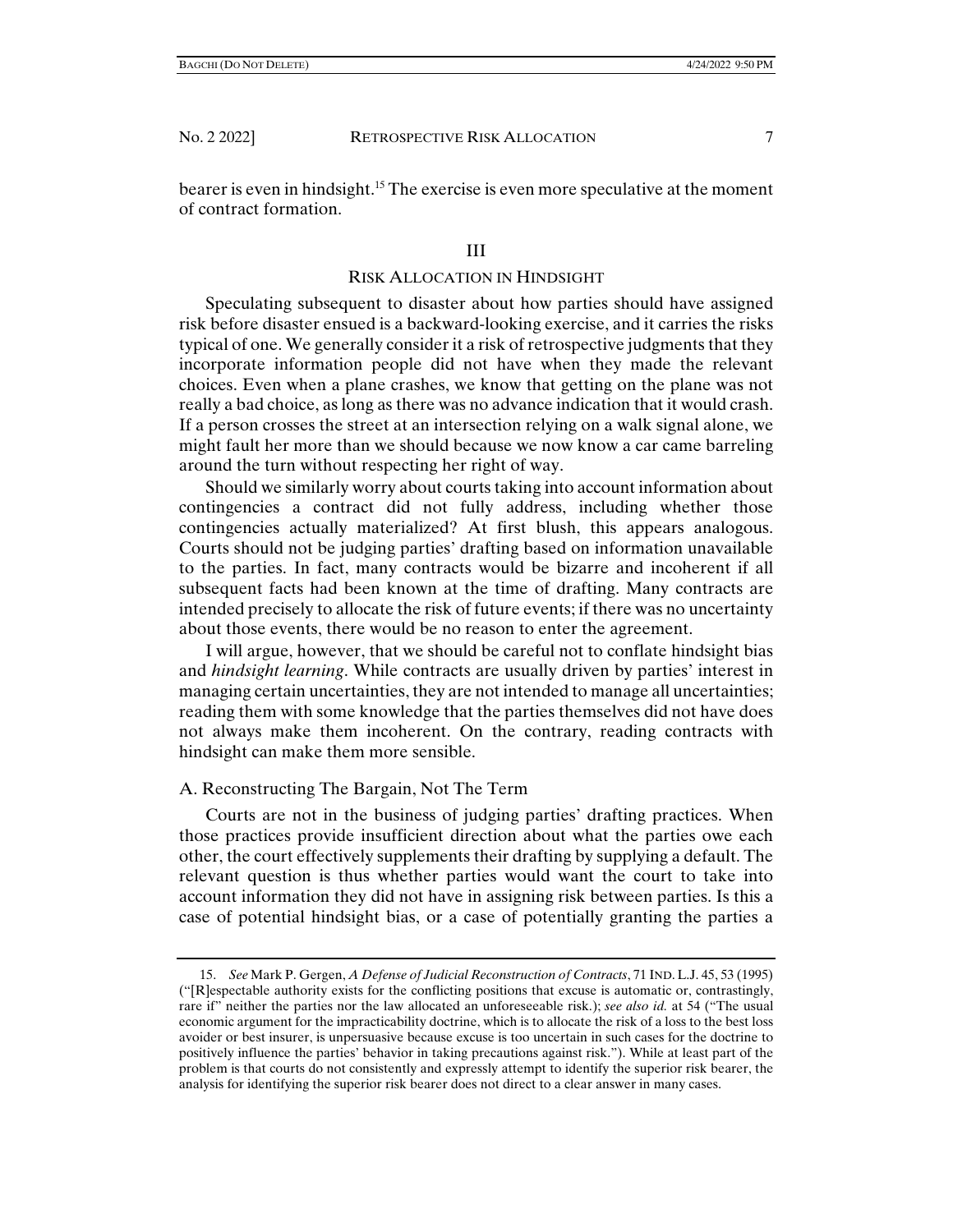bearer is even in hindsight.[15] The exercise is even more speculative at the moment of contract formation.

## III

## RISK ALLOCATION IN HINDSIGHT

Speculating subsequent to disaster about how parties should have assigned risk before disaster ensued is a backward-looking exercise, and it carries the risks typical of one. We generally consider it a risk of retrospective judgments that they incorporate information people did not have when they made the relevant choices. Even when a plane crashes, we know that getting on the plane was not really a bad choice, as long as there was no advance indication that it would crash. If a person crosses the street at an intersection relying on a walk signal alone, we might fault her more than we should because we now know a car came barreling around the turn without respecting her right of way.

Should we similarly worry about courts taking into account information about contingencies a contract did not fully address, including whether those contingencies actually materialized? At first blush, this appears analogous. Courts should not be judging parties' drafting based on information unavailable to the parties. In fact, many contracts would be bizarre and incoherent if all subsequent facts had been known at the time of drafting. Many contracts are intended precisely to allocate the risk of future events; if there was no uncertainty about those events, there would be no reason to enter the agreement.

I will argue, however, that we should be careful not to conflate hindsight bias and *hindsight learning*. While contracts are usually driven by parties' interest in managing certain uncertainties, they are not intended to manage all uncertainties; reading them with some knowledge that the parties themselves did not have does not always make them incoherent. On the contrary, reading contracts with hindsight can make them more sensible.

### A. Reconstructing The Bargain, Not The Term

Courts are not in the business of judging parties' drafting practices. When those practices provide insufficient direction about what the parties owe each other, the court effectively supplements their drafting by supplying a default. The relevant question is thus whether parties would want the court to take into account information they did not have in assigning risk between parties. Is this a case of potential hindsight bias, or a case of potentially granting the parties a

---

15. *See* Mark P. Gergen, *A Defense of Judicial Reconstruction of Contracts*, 71 IND. L.J. 45, 53 (1995) ("[R]espectable authority exists for the conflicting positions that excuse is automatic or, contrastingly, rare if" neither the parties nor the law allocated an unforeseeable risk.); *see also id.* at 54 ("The usual economic argument for the impracticability doctrine, which is to allocate the risk of a loss to the best loss avoider or best insurer, is unpersuasive because excuse is too uncertain in such cases for the doctrine to positively influence the parties' behavior in taking precautions against risk."). While at least part of the problem is that courts do not consistently and expressly attempt to identify the superior risk bearer, the analysis for identifying the superior risk bearer does not direct to a clear answer in many cases.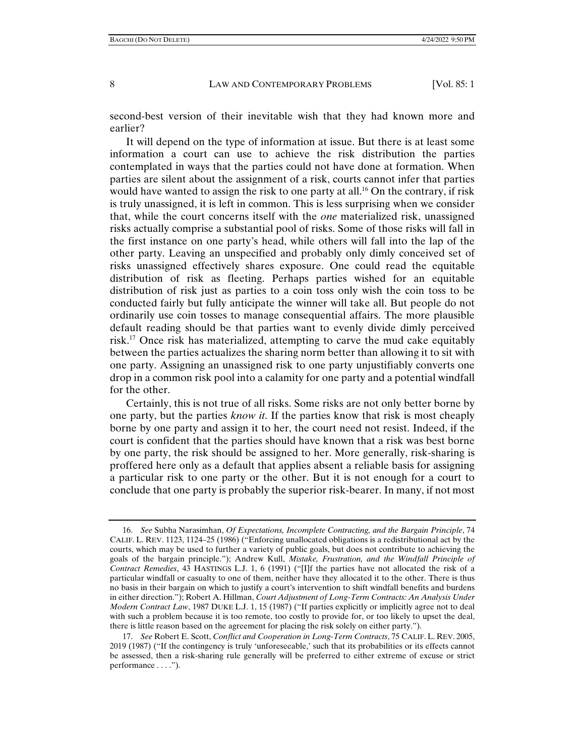second-best version of their inevitable wish that they had known more and earlier?

It will depend on the type of information at issue. But there is at least some information a court can use to achieve the risk distribution the parties contemplated in ways that the parties could not have done at formation. When parties are silent about the assignment of a risk, courts cannot infer that parties would have wanted to assign the risk to one party at all.[16] On the contrary, if risk is truly unassigned, it is left in common. This is less surprising when we consider that, while the court concerns itself with the *one* materialized risk, unassigned risks actually comprise a substantial pool of risks. Some of those risks will fall in the first instance on one party's head, while others will fall into the lap of the other party. Leaving an unspecified and probably only dimly conceived set of risks unassigned effectively shares exposure. One could read the equitable distribution of risk as fleeting. Perhaps parties wished for an equitable distribution of risk just as parties to a coin toss only wish the coin toss to be conducted fairly but fully anticipate the winner will take all. But people do not ordinarily use coin tosses to manage consequential affairs. The more plausible default reading should be that parties want to evenly divide dimly perceived risk.[17] Once risk has materialized, attempting to carve the mud cake equitably between the parties actualizes the sharing norm better than allowing it to sit with one party. Assigning an unassigned risk to one party unjustifiably converts one drop in a common risk pool into a calamity for one party and a potential windfall for the other.

Certainly, this is not true of all risks. Some risks are not only better borne by one party, but the parties *know it*. If the parties know that risk is most cheaply borne by one party and assign it to her, the court need not resist. Indeed, if the court is confident that the parties should have known that a risk was best borne by one party, the risk should be assigned to her. More generally, risk-sharing is proffered here only as a default that applies absent a reliable basis for assigning a particular risk to one party or the other. But it is not enough for a court to conclude that one party is probably the superior risk-bearer. In many, if not most

---

16. *See* Subha Narasimhan, *Of Expectations, Incomplete Contracting, and the Bargain Principle*, 74 CALIF. L. REV. 1123, 1124–25 (1986) ("Enforcing unallocated obligations is a redistributional act by the courts, which may be used to further a variety of public goals, but does not contribute to achieving the goals of the bargain principle."); Andrew Kull, *Mistake, Frustration, and the Windfall Principle of Contract Remedies*, 43 HASTINGS L.J. 1, 6 (1991) ("[I]f the parties have not allocated the risk of a particular windfall or casualty to one of them, neither have they allocated it to the other. There is thus no basis in their bargain on which to justify a court's intervention to shift windfall benefits and burdens in either direction."); Robert A. Hillman, *Court Adjustment of Long-Term Contracts: An Analysis Under Modern Contract Law*, 1987 DUKE L.J. 1, 15 (1987) ("If parties explicitly or implicitly agree not to deal with such a problem because it is too remote, too costly to provide for, or too likely to upset the deal, there is little reason based on the agreement for placing the risk solely on either party.").

17. *See* Robert E. Scott, *Conflict and Cooperation in Long-Term Contracts*, 75 CALIF. L. REV. 2005, 2019 (1987) ("If the contingency is truly 'unforeseeable,' such that its probabilities or its effects cannot be assessed, then a risk-sharing rule generally will be preferred to either extreme of excuse or strict performance . . . .").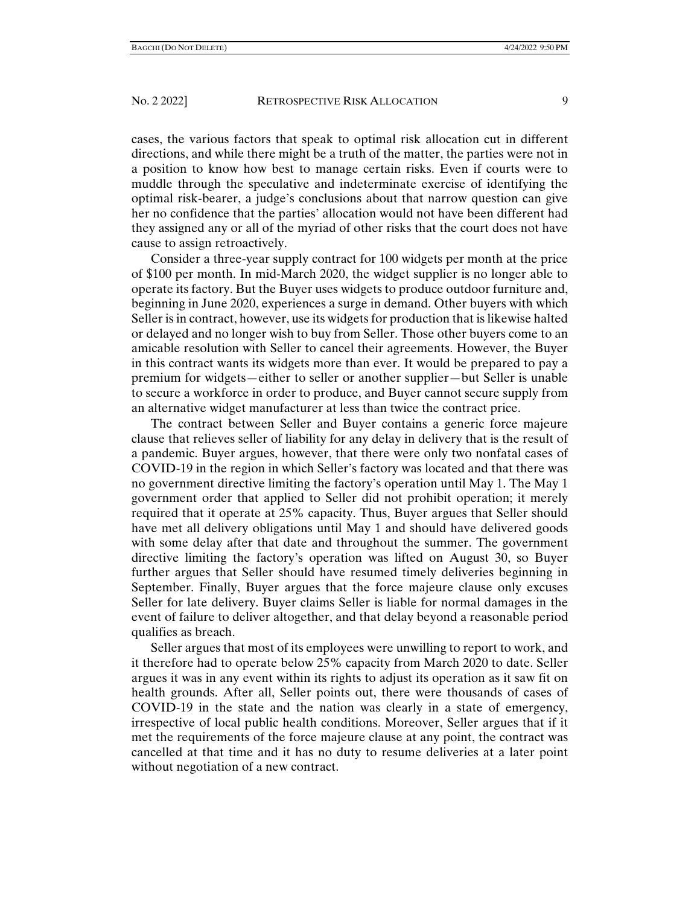cases, the various factors that speak to optimal risk allocation cut in different directions, and while there might be a truth of the matter, the parties were not in a position to know how best to manage certain risks. Even if courts were to muddle through the speculative and indeterminate exercise of identifying the optimal risk-bearer, a judge's conclusions about that narrow question can give her no confidence that the parties' allocation would not have been different had they assigned any or all of the myriad of other risks that the court does not have cause to assign retroactively.

Consider a three-year supply contract for 100 widgets per month at the price of $100 per month. In mid-March 2020, the widget supplier is no longer able to operate its factory. But the Buyer uses widgets to produce outdoor furniture and, beginning in June 2020, experiences a surge in demand. Other buyers with which Seller is in contract, however, use its widgets for production that is likewise halted or delayed and no longer wish to buy from Seller. Those other buyers come to an amicable resolution with Seller to cancel their agreements. However, the Buyer in this contract wants its widgets more than ever. It would be prepared to pay a premium for widgets—either to seller or another supplier—but Seller is unable to secure a workforce in order to produce, and Buyer cannot secure supply from an alternative widget manufacturer at less than twice the contract price.

The contract between Seller and Buyer contains a generic force majeure clause that relieves seller of liability for any delay in delivery that is the result of a pandemic. Buyer argues, however, that there were only two nonfatal cases of COVID-19 in the region in which Seller's factory was located and that there was no government directive limiting the factory's operation until May 1. The May 1 government order that applied to Seller did not prohibit operation; it merely required that it operate at 25% capacity. Thus, Buyer argues that Seller should have met all delivery obligations until May 1 and should have delivered goods with some delay after that date and throughout the summer. The government directive limiting the factory's operation was lifted on August 30, so Buyer further argues that Seller should have resumed timely deliveries beginning in September. Finally, Buyer argues that the force majeure clause only excuses Seller for late delivery. Buyer claims Seller is liable for normal damages in the event of failure to deliver altogether, and that delay beyond a reasonable period qualifies as breach.

Seller argues that most of its employees were unwilling to report to work, and it therefore had to operate below 25% capacity from March 2020 to date. Seller argues it was in any event within its rights to adjust its operation as it saw fit on health grounds. After all, Seller points out, there were thousands of cases of COVID-19 in the state and the nation was clearly in a state of emergency, irrespective of local public health conditions. Moreover, Seller argues that if it met the requirements of the force majeure clause at any point, the contract was cancelled at that time and it has no duty to resume deliveries at a later point without negotiation of a new contract.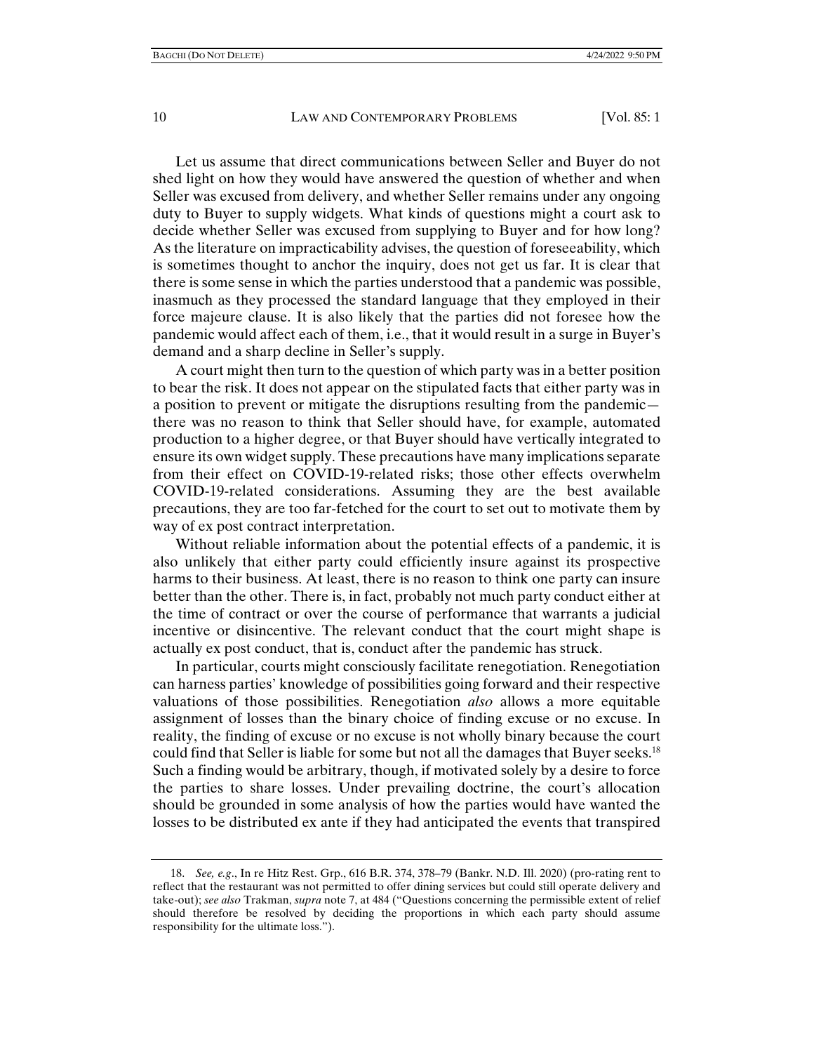Let us assume that direct communications between Seller and Buyer do not shed light on how they would have answered the question of whether and when Seller was excused from delivery, and whether Seller remains under any ongoing duty to Buyer to supply widgets. What kinds of questions might a court ask to decide whether Seller was excused from supplying to Buyer and for how long? As the literature on impracticability advises, the question of foreseeability, which is sometimes thought to anchor the inquiry, does not get us far. It is clear that there is some sense in which the parties understood that a pandemic was possible, inasmuch as they processed the standard language that they employed in their force majeure clause. It is also likely that the parties did not foresee how the pandemic would affect each of them, i.e., that it would result in a surge in Buyer's demand and a sharp decline in Seller's supply.

A court might then turn to the question of which party was in a better position to bear the risk. It does not appear on the stipulated facts that either party was in a position to prevent or mitigate the disruptions resulting from the pandemic—there was no reason to think that Seller should have, for example, automated production to a higher degree, or that Buyer should have vertically integrated to ensure its own widget supply. These precautions have many implications separate from their effect on COVID-19-related risks; those other effects overwhelm COVID-19-related considerations. Assuming they are the best available precautions, they are too far-fetched for the court to set out to motivate them by way of ex post contract interpretation.

Without reliable information about the potential effects of a pandemic, it is also unlikely that either party could efficiently insure against its prospective harms to their business. At least, there is no reason to think one party can insure better than the other. There is, in fact, probably not much party conduct either at the time of contract or over the course of performance that warrants a judicial incentive or disincentive. The relevant conduct that the court might shape is actually ex post conduct, that is, conduct after the pandemic has struck.

In particular, courts might consciously facilitate renegotiation. Renegotiation can harness parties' knowledge of possibilities going forward and their respective valuations of those possibilities. Renegotiation *also* allows a more equitable assignment of losses than the binary choice of finding excuse or no excuse. In reality, the finding of excuse or no excuse is not wholly binary because the court could find that Seller is liable for some but not all the damages that Buyer seeks.[18] Such a finding would be arbitrary, though, if motivated solely by a desire to force the parties to share losses. Under prevailing doctrine, the court's allocation should be grounded in some analysis of how the parties would have wanted the losses to be distributed ex ante if they had anticipated the events that transpired

---

18. *See, e.g.*, In re Hitz Rest. Grp., 616 B.R. 374, 378–79 (Bankr. N.D. Ill. 2020) (pro-rating rent to reflect that the restaurant was not permitted to offer dining services but could still operate delivery and take-out); *see also* Trakman, *supra* note 7, at 484 ("Questions concerning the permissible extent of relief should therefore be resolved by deciding the proportions in which each party should assume responsibility for the ultimate loss.").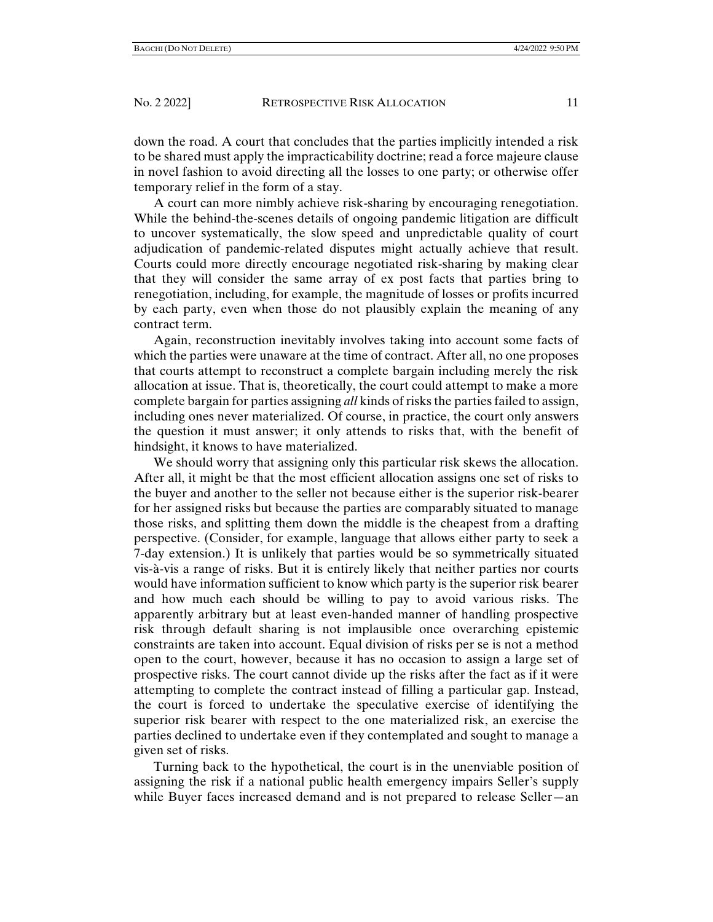down the road. A court that concludes that the parties implicitly intended a risk to be shared must apply the impracticability doctrine; read a force majeure clause in novel fashion to avoid directing all the losses to one party; or otherwise offer temporary relief in the form of a stay.

A court can more nimbly achieve risk-sharing by encouraging renegotiation. While the behind-the-scenes details of ongoing pandemic litigation are difficult to uncover systematically, the slow speed and unpredictable quality of court adjudication of pandemic-related disputes might actually achieve that result. Courts could more directly encourage negotiated risk-sharing by making clear that they will consider the same array of ex post facts that parties bring to renegotiation, including, for example, the magnitude of losses or profits incurred by each party, even when those do not plausibly explain the meaning of any contract term.

Again, reconstruction inevitably involves taking into account some facts of which the parties were unaware at the time of contract. After all, no one proposes that courts attempt to reconstruct a complete bargain including merely the risk allocation at issue. That is, theoretically, the court could attempt to make a more complete bargain for parties assigning *all* kinds of risks the parties failed to assign, including ones never materialized. Of course, in practice, the court only answers the question it must answer; it only attends to risks that, with the benefit of hindsight, it knows to have materialized.

We should worry that assigning only this particular risk skews the allocation. After all, it might be that the most efficient allocation assigns one set of risks to the buyer and another to the seller not because either is the superior risk-bearer for her assigned risks but because the parties are comparably situated to manage those risks, and splitting them down the middle is the cheapest from a drafting perspective. (Consider, for example, language that allows either party to seek a 7-day extension.) It is unlikely that parties would be so symmetrically situated vis-à-vis a range of risks. But it is entirely likely that neither parties nor courts would have information sufficient to know which party is the superior risk bearer and how much each should be willing to pay to avoid various risks. The apparently arbitrary but at least even-handed manner of handling prospective risk through default sharing is not implausible once overarching epistemic constraints are taken into account. Equal division of risks per se is not a method open to the court, however, because it has no occasion to assign a large set of prospective risks. The court cannot divide up the risks after the fact as if it were attempting to complete the contract instead of filling a particular gap. Instead, the court is forced to undertake the speculative exercise of identifying the superior risk bearer with respect to the one materialized risk, an exercise the parties declined to undertake even if they contemplated and sought to manage a given set of risks.

Turning back to the hypothetical, the court is in the unenviable position of assigning the risk if a national public health emergency impairs Seller's supply while Buyer faces increased demand and is not prepared to release Seller—an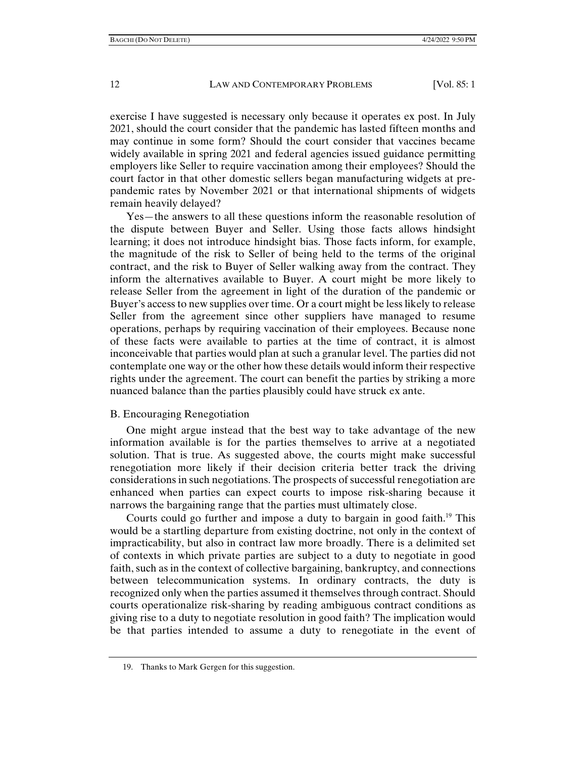exercise I have suggested is necessary only because it operates ex post. In July 2021, should the court consider that the pandemic has lasted fifteen months and may continue in some form? Should the court consider that vaccines became widely available in spring 2021 and federal agencies issued guidance permitting employers like Seller to require vaccination among their employees? Should the court factor in that other domestic sellers began manufacturing widgets at pre-pandemic rates by November 2021 or that international shipments of widgets remain heavily delayed?

Yes—the answers to all these questions inform the reasonable resolution of the dispute between Buyer and Seller. Using those facts allows hindsight learning; it does not introduce hindsight bias. Those facts inform, for example, the magnitude of the risk to Seller of being held to the terms of the original contract, and the risk to Buyer of Seller walking away from the contract. They inform the alternatives available to Buyer. A court might be more likely to release Seller from the agreement in light of the duration of the pandemic or Buyer's access to new supplies over time. Or a court might be less likely to release Seller from the agreement since other suppliers have managed to resume operations, perhaps by requiring vaccination of their employees. Because none of these facts were available to parties at the time of contract, it is almost inconceivable that parties would plan at such a granular level. The parties did not contemplate one way or the other how these details would inform their respective rights under the agreement. The court can benefit the parties by striking a more nuanced balance than the parties plausibly could have struck ex ante.

## B. Encouraging Renegotiation

One might argue instead that the best way to take advantage of the new information available is for the parties themselves to arrive at a negotiated solution. That is true. As suggested above, the courts might make successful renegotiation more likely if their decision criteria better track the driving considerations in such negotiations. The prospects of successful renegotiation are enhanced when parties can expect courts to impose risk-sharing because it narrows the bargaining range that the parties must ultimately close.

Courts could go further and impose a duty to bargain in good faith.[19] This would be a startling departure from existing doctrine, not only in the context of impracticability, but also in contract law more broadly. There is a delimited set of contexts in which private parties are subject to a duty to negotiate in good faith, such as in the context of collective bargaining, bankruptcy, and connections between telecommunication systems. In ordinary contracts, the duty is recognized only when the parties assumed it themselves through contract. Should courts operationalize risk-sharing by reading ambiguous contract conditions as giving rise to a duty to negotiate resolution in good faith? The implication would be that parties intended to assume a duty to renegotiate in the event of

19. Thanks to Mark Gergen for this suggestion.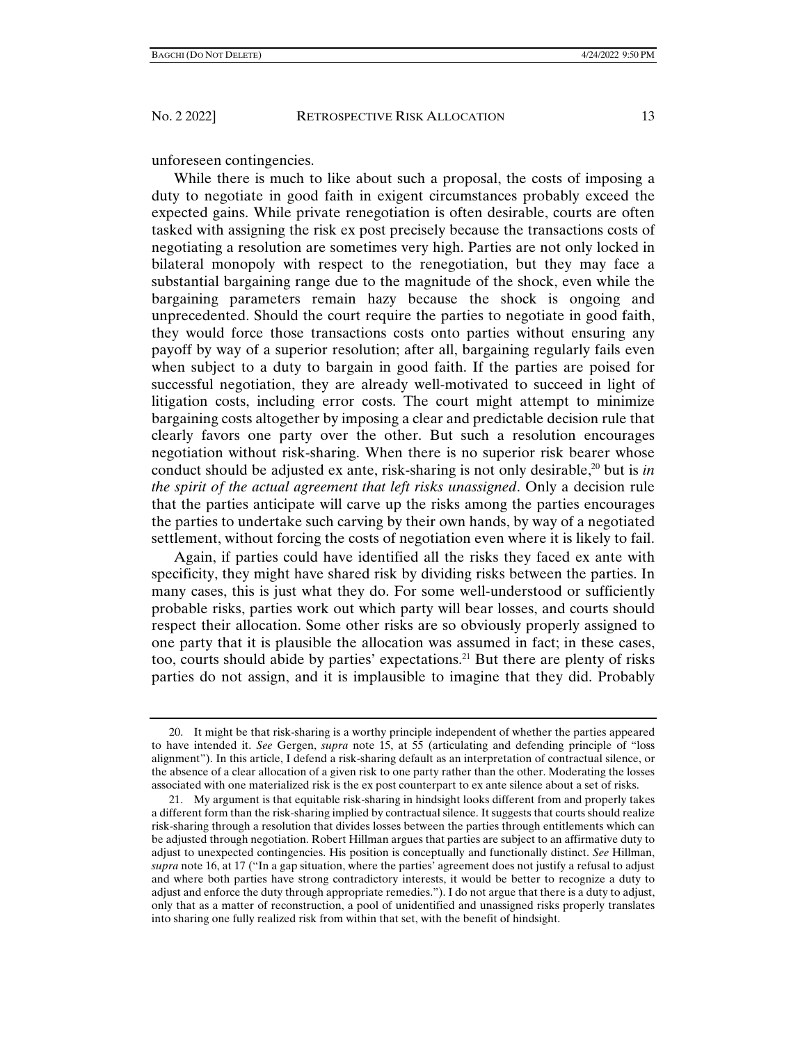unforeseen contingencies.

While there is much to like about such a proposal, the costs of imposing a duty to negotiate in good faith in exigent circumstances probably exceed the expected gains. While private renegotiation is often desirable, courts are often tasked with assigning the risk ex post precisely because the transactions costs of negotiating a resolution are sometimes very high. Parties are not only locked in bilateral monopoly with respect to the renegotiation, but they may face a substantial bargaining range due to the magnitude of the shock, even while the bargaining parameters remain hazy because the shock is ongoing and unprecedented. Should the court require the parties to negotiate in good faith, they would force those transactions costs onto parties without ensuring any payoff by way of a superior resolution; after all, bargaining regularly fails even when subject to a duty to bargain in good faith. If the parties are poised for successful negotiation, they are already well-motivated to succeed in light of litigation costs, including error costs. The court might attempt to minimize bargaining costs altogether by imposing a clear and predictable decision rule that clearly favors one party over the other. But such a resolution encourages negotiation without risk-sharing. When there is no superior risk bearer whose conduct should be adjusted ex ante, risk-sharing is not only desirable,[20] but is *in the spirit of the actual agreement that left risks unassigned*. Only a decision rule that the parties anticipate will carve up the risks among the parties encourages the parties to undertake such carving by their own hands, by way of a negotiated settlement, without forcing the costs of negotiation even where it is likely to fail.

Again, if parties could have identified all the risks they faced ex ante with specificity, they might have shared risk by dividing risks between the parties. In many cases, this is just what they do. For some well-understood or sufficiently probable risks, parties work out which party will bear losses, and courts should respect their allocation. Some other risks are so obviously properly assigned to one party that it is plausible the allocation was assumed in fact; in these cases, too, courts should abide by parties' expectations.[21] But there are plenty of risks parties do not assign, and it is implausible to imagine that they did. Probably

---

20. It might be that risk-sharing is a worthy principle independent of whether the parties appeared to have intended it. *See* Gergen, *supra* note 15, at 55 (articulating and defending principle of "loss alignment"). In this article, I defend a risk-sharing default as an interpretation of contractual silence, or the absence of a clear allocation of a given risk to one party rather than the other. Moderating the losses associated with one materialized risk is the ex post counterpart to ex ante silence about a set of risks.

21. My argument is that equitable risk-sharing in hindsight looks different from and properly takes a different form than the risk-sharing implied by contractual silence. It suggests that courts should realize risk-sharing through a resolution that divides losses between the parties through entitlements which can be adjusted through negotiation. Robert Hillman argues that parties are subject to an affirmative duty to adjust to unexpected contingencies. His position is conceptually and functionally distinct. *See* Hillman, *supra* note 16, at 17 ("In a gap situation, where the parties' agreement does not justify a refusal to adjust and where both parties have strong contradictory interests, it would be better to recognize a duty to adjust and enforce the duty through appropriate remedies."). I do not argue that there is a duty to adjust, only that as a matter of reconstruction, a pool of unidentified and unassigned risks properly translates into sharing one fully realized risk from within that set, with the benefit of hindsight.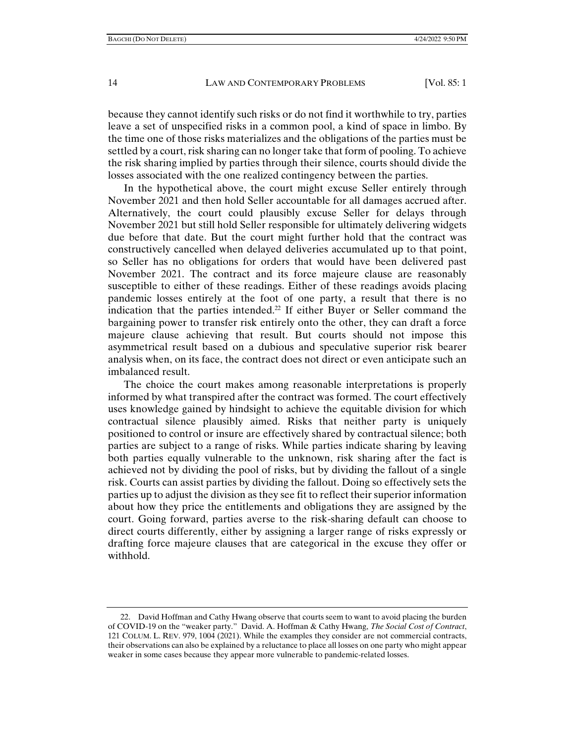because they cannot identify such risks or do not find it worthwhile to try, parties leave a set of unspecified risks in a common pool, a kind of space in limbo. By the time one of those risks materializes and the obligations of the parties must be settled by a court, risk sharing can no longer take that form of pooling. To achieve the risk sharing implied by parties through their silence, courts should divide the losses associated with the one realized contingency between the parties.

In the hypothetical above, the court might excuse Seller entirely through November 2021 and then hold Seller accountable for all damages accrued after. Alternatively, the court could plausibly excuse Seller for delays through November 2021 but still hold Seller responsible for ultimately delivering widgets due before that date. But the court might further hold that the contract was constructively cancelled when delayed deliveries accumulated up to that point, so Seller has no obligations for orders that would have been delivered past November 2021. The contract and its force majeure clause are reasonably susceptible to either of these readings. Either of these readings avoids placing pandemic losses entirely at the foot of one party, a result that there is no indication that the parties intended.[22] If either Buyer or Seller command the bargaining power to transfer risk entirely onto the other, they can draft a force majeure clause achieving that result. But courts should not impose this asymmetrical result based on a dubious and speculative superior risk bearer analysis when, on its face, the contract does not direct or even anticipate such an imbalanced result.

The choice the court makes among reasonable interpretations is properly informed by what transpired after the contract was formed. The court effectively uses knowledge gained by hindsight to achieve the equitable division for which contractual silence plausibly aimed. Risks that neither party is uniquely positioned to control or insure are effectively shared by contractual silence; both parties are subject to a range of risks. While parties indicate sharing by leaving both parties equally vulnerable to the unknown, risk sharing after the fact is achieved not by dividing the pool of risks, but by dividing the fallout of a single risk. Courts can assist parties by dividing the fallout. Doing so effectively sets the parties up to adjust the division as they see fit to reflect their superior information about how they price the entitlements and obligations they are assigned by the court. Going forward, parties averse to the risk-sharing default can choose to direct courts differently, either by assigning a larger range of risks expressly or drafting force majeure clauses that are categorical in the excuse they offer or withhold.

---

22. David Hoffman and Cathy Hwang observe that courts seem to want to avoid placing the burden of COVID-19 on the "weaker party." David. A. Hoffman & Cathy Hwang, *The Social Cost of Contract*, 121 COLUM. L. REV. 979, 1004 (2021). While the examples they consider are not commercial contracts, their observations can also be explained by a reluctance to place all losses on one party who might appear weaker in some cases because they appear more vulnerable to pandemic-related losses.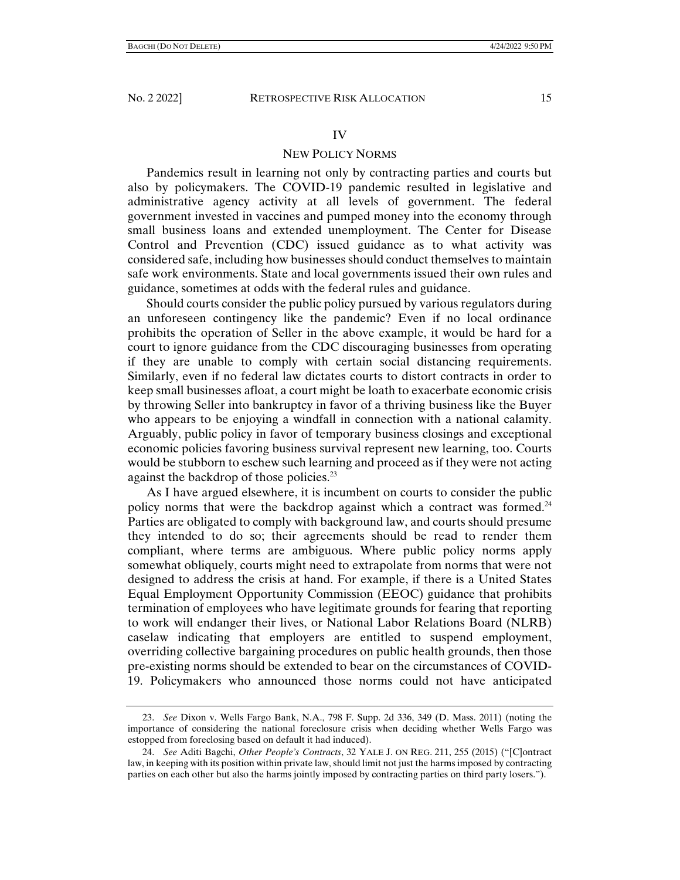## IV

## NEW POLICY NORMS

Pandemics result in learning not only by contracting parties and courts but also by policymakers. The COVID-19 pandemic resulted in legislative and administrative agency activity at all levels of government. The federal government invested in vaccines and pumped money into the economy through small business loans and extended unemployment. The Center for Disease Control and Prevention (CDC) issued guidance as to what activity was considered safe, including how businesses should conduct themselves to maintain safe work environments. State and local governments issued their own rules and guidance, sometimes at odds with the federal rules and guidance.

Should courts consider the public policy pursued by various regulators during an unforeseen contingency like the pandemic? Even if no local ordinance prohibits the operation of Seller in the above example, it would be hard for a court to ignore guidance from the CDC discouraging businesses from operating if they are unable to comply with certain social distancing requirements. Similarly, even if no federal law dictates courts to distort contracts in order to keep small businesses afloat, a court might be loath to exacerbate economic crisis by throwing Seller into bankruptcy in favor of a thriving business like the Buyer who appears to be enjoying a windfall in connection with a national calamity. Arguably, public policy in favor of temporary business closings and exceptional economic policies favoring business survival represent new learning, too. Courts would be stubborn to eschew such learning and proceed as if they were not acting against the backdrop of those policies.[23]

As I have argued elsewhere, it is incumbent on courts to consider the public policy norms that were the backdrop against which a contract was formed.[24] Parties are obligated to comply with background law, and courts should presume they intended to do so; their agreements should be read to render them compliant, where terms are ambiguous. Where public policy norms apply somewhat obliquely, courts might need to extrapolate from norms that were not designed to address the crisis at hand. For example, if there is a United States Equal Employment Opportunity Commission (EEOC) guidance that prohibits termination of employees who have legitimate grounds for fearing that reporting to work will endanger their lives, or National Labor Relations Board (NLRB) caselaw indicating that employers are entitled to suspend employment, overriding collective bargaining procedures on public health grounds, then those pre-existing norms should be extended to bear on the circumstances of COVID-19. Policymakers who announced those norms could not have anticipated

---

23. *See* Dixon v. Wells Fargo Bank, N.A., 798 F. Supp. 2d 336, 349 (D. Mass. 2011) (noting the importance of considering the national foreclosure crisis when deciding whether Wells Fargo was estopped from foreclosing based on default it had induced).

24. *See* Aditi Bagchi, *Other People's Contracts*, 32 YALE J. ON REG. 211, 255 (2015) ("[C]ontract law, in keeping with its position within private law, should limit not just the harms imposed by contracting parties on each other but also the harms jointly imposed by contracting parties on third party losers.").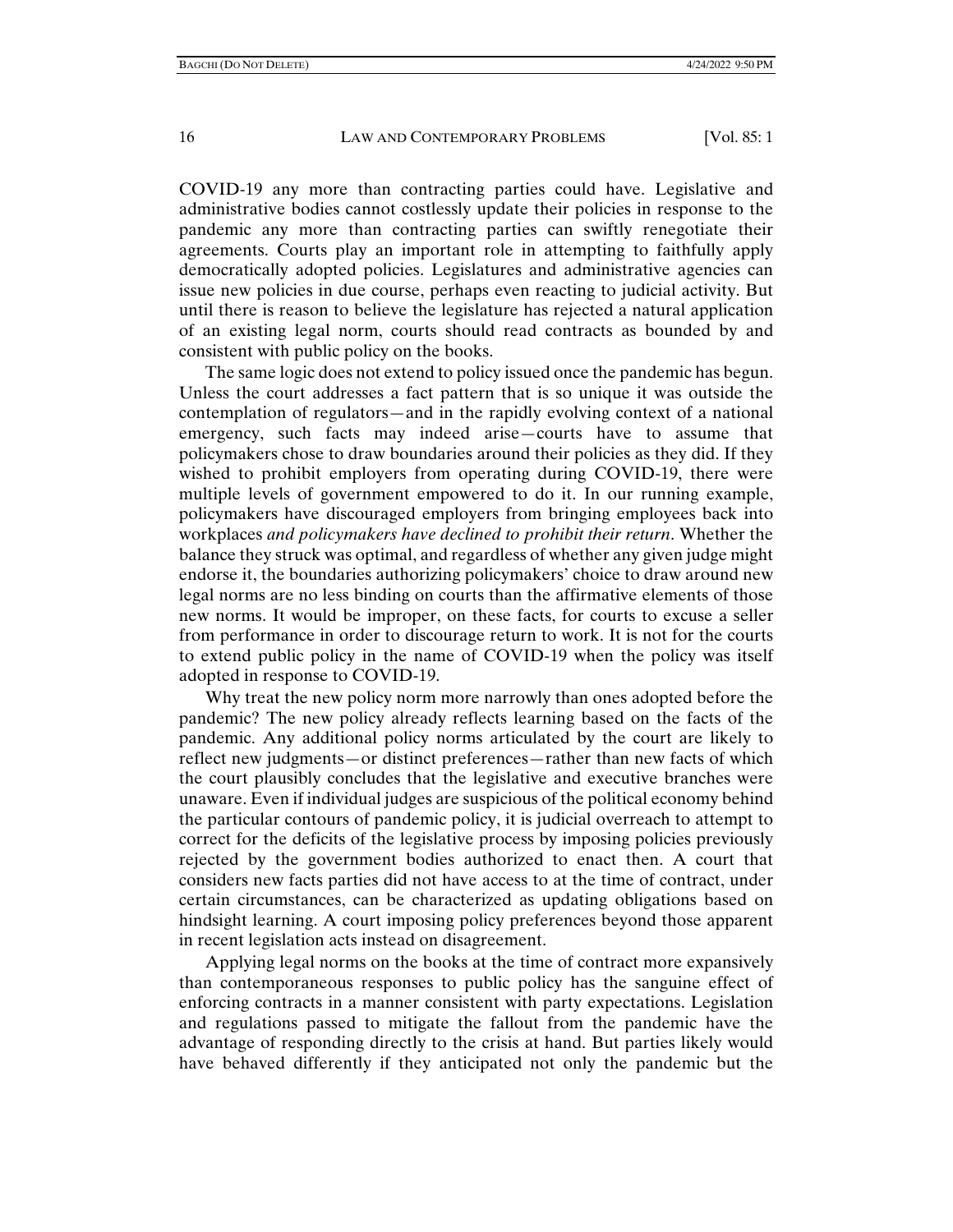COVID-19 any more than contracting parties could have. Legislative and administrative bodies cannot costlessly update their policies in response to the pandemic any more than contracting parties can swiftly renegotiate their agreements. Courts play an important role in attempting to faithfully apply democratically adopted policies. Legislatures and administrative agencies can issue new policies in due course, perhaps even reacting to judicial activity. But until there is reason to believe the legislature has rejected a natural application of an existing legal norm, courts should read contracts as bounded by and consistent with public policy on the books.

The same logic does not extend to policy issued once the pandemic has begun. Unless the court addresses a fact pattern that is so unique it was outside the contemplation of regulators—and in the rapidly evolving context of a national emergency, such facts may indeed arise—courts have to assume that policymakers chose to draw boundaries around their policies as they did. If they wished to prohibit employers from operating during COVID-19, there were multiple levels of government empowered to do it. In our running example, policymakers have discouraged employers from bringing employees back into workplaces *and policymakers have declined to prohibit their return*. Whether the balance they struck was optimal, and regardless of whether any given judge might endorse it, the boundaries authorizing policymakers' choice to draw around new legal norms are no less binding on courts than the affirmative elements of those new norms. It would be improper, on these facts, for courts to excuse a seller from performance in order to discourage return to work. It is not for the courts to extend public policy in the name of COVID-19 when the policy was itself adopted in response to COVID-19.

Why treat the new policy norm more narrowly than ones adopted before the pandemic? The new policy already reflects learning based on the facts of the pandemic. Any additional policy norms articulated by the court are likely to reflect new judgments—or distinct preferences—rather than new facts of which the court plausibly concludes that the legislative and executive branches were unaware. Even if individual judges are suspicious of the political economy behind the particular contours of pandemic policy, it is judicial overreach to attempt to correct for the deficits of the legislative process by imposing policies previously rejected by the government bodies authorized to enact then. A court that considers new facts parties did not have access to at the time of contract, under certain circumstances, can be characterized as updating obligations based on hindsight learning. A court imposing policy preferences beyond those apparent in recent legislation acts instead on disagreement.

Applying legal norms on the books at the time of contract more expansively than contemporaneous responses to public policy has the sanguine effect of enforcing contracts in a manner consistent with party expectations. Legislation and regulations passed to mitigate the fallout from the pandemic have the advantage of responding directly to the crisis at hand. But parties likely would have behaved differently if they anticipated not only the pandemic but the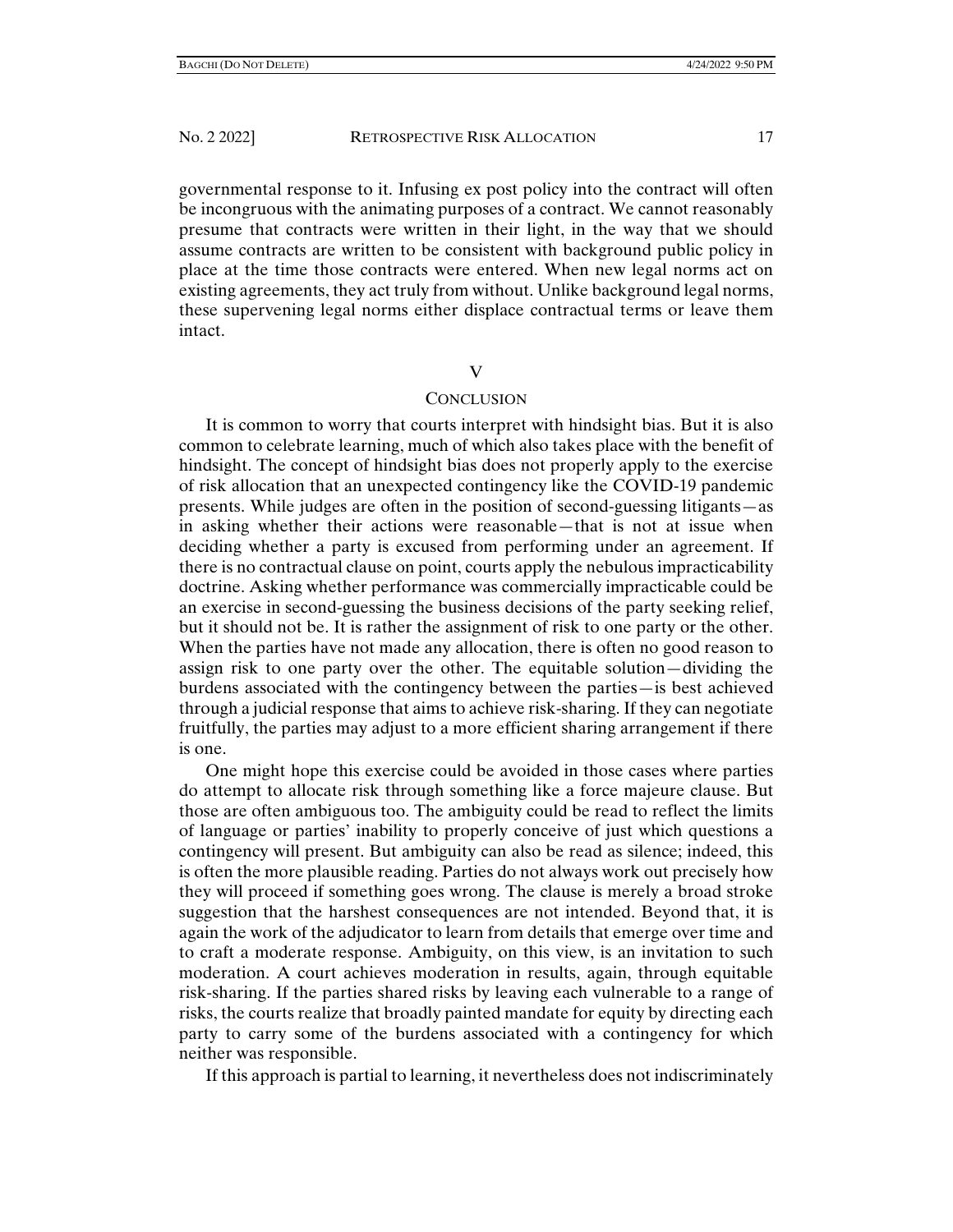governmental response to it. Infusing ex post policy into the contract will often be incongruous with the animating purposes of a contract. We cannot reasonably presume that contracts were written in their light, in the way that we should assume contracts are written to be consistent with background public policy in place at the time those contracts were entered. When new legal norms act on existing agreements, they act truly from without. Unlike background legal norms, these supervening legal norms either displace contractual terms or leave them intact.

## V

## CONCLUSION

It is common to worry that courts interpret with hindsight bias. But it is also common to celebrate learning, much of which also takes place with the benefit of hindsight. The concept of hindsight bias does not properly apply to the exercise of risk allocation that an unexpected contingency like the COVID-19 pandemic presents. While judges are often in the position of second-guessing litigants—as in asking whether their actions were reasonable—that is not at issue when deciding whether a party is excused from performing under an agreement. If there is no contractual clause on point, courts apply the nebulous impracticability doctrine. Asking whether performance was commercially impracticable could be an exercise in second-guessing the business decisions of the party seeking relief, but it should not be. It is rather the assignment of risk to one party or the other. When the parties have not made any allocation, there is often no good reason to assign risk to one party over the other. The equitable solution—dividing the burdens associated with the contingency between the parties—is best achieved through a judicial response that aims to achieve risk-sharing. If they can negotiate fruitfully, the parties may adjust to a more efficient sharing arrangement if there is one.

One might hope this exercise could be avoided in those cases where parties do attempt to allocate risk through something like a force majeure clause. But those are often ambiguous too. The ambiguity could be read to reflect the limits of language or parties' inability to properly conceive of just which questions a contingency will present. But ambiguity can also be read as silence; indeed, this is often the more plausible reading. Parties do not always work out precisely how they will proceed if something goes wrong. The clause is merely a broad stroke suggestion that the harshest consequences are not intended. Beyond that, it is again the work of the adjudicator to learn from details that emerge over time and to craft a moderate response. Ambiguity, on this view, is an invitation to such moderation. A court achieves moderation in results, again, through equitable risk-sharing. If the parties shared risks by leaving each vulnerable to a range of risks, the courts realize that broadly painted mandate for equity by directing each party to carry some of the burdens associated with a contingency for which neither was responsible.

If this approach is partial to learning, it nevertheless does not indiscriminately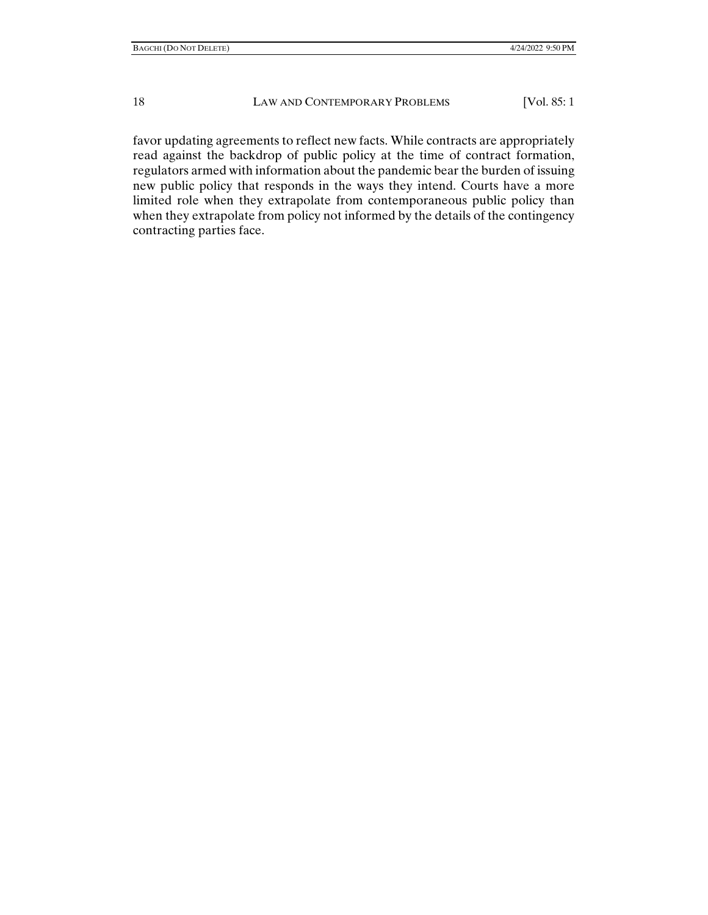favor updating agreements to reflect new facts. While contracts are appropriately read against the backdrop of public policy at the time of contract formation, regulators armed with information about the pandemic bear the burden of issuing new public policy that responds in the ways they intend. Courts have a more limited role when they extrapolate from contemporaneous public policy than when they extrapolate from policy not informed by the details of the contingency contracting parties face.